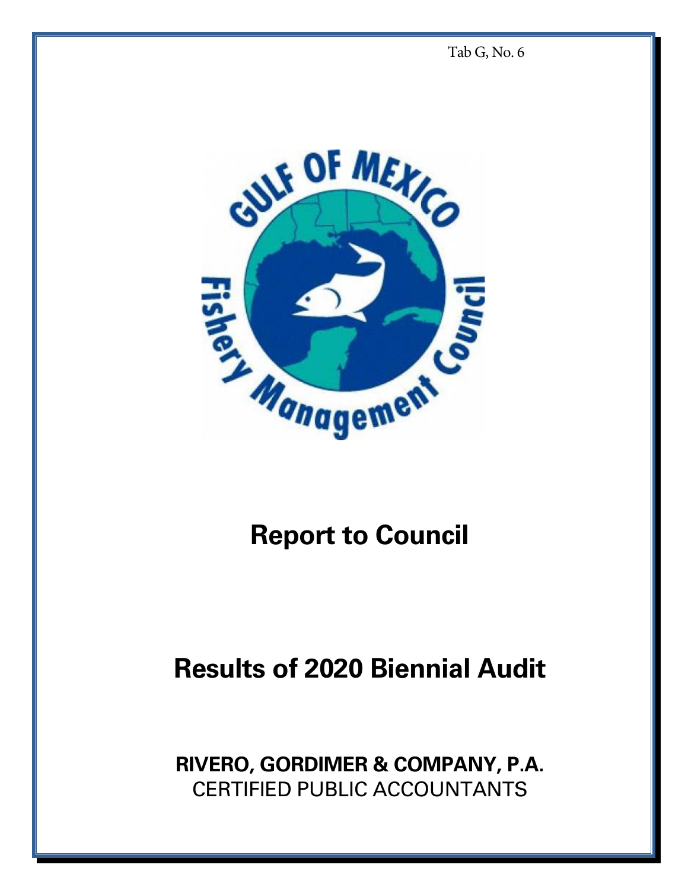Tab G, No. 6

# Report to Council

# Results of 2020 Biennial Audit

**RIVERO, GORDIMER & COMPANY, P.A.**
CERTIFIED PUBLIC ACCOUNTANTS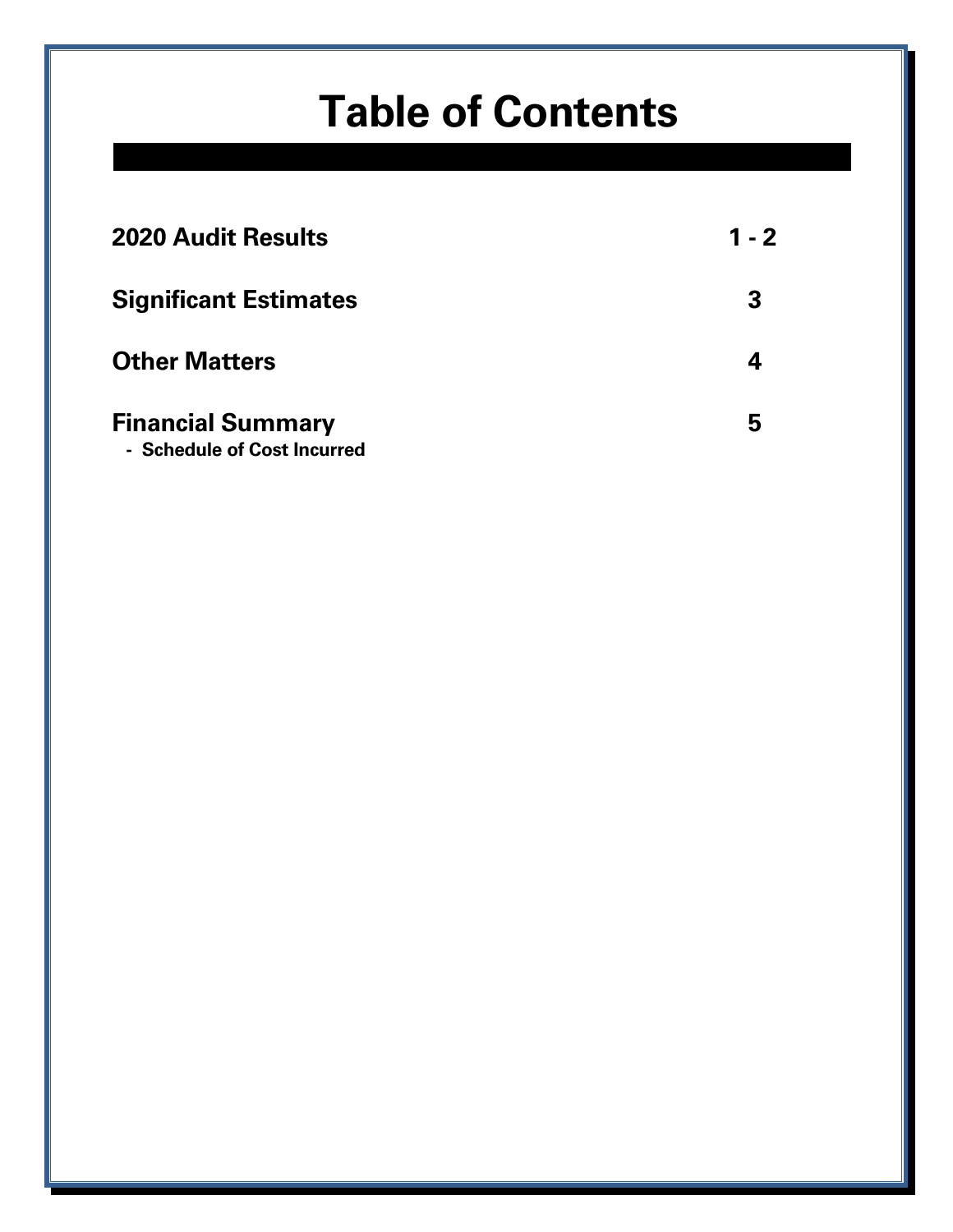# Table of Contents

| | |
|---|---|
| **2020 Audit Results** | **1 - 2** |
| **Significant Estimates** | **3** |
| **Other Matters** | **4** |
| **Financial Summary**<br>**- Schedule of Cost Incurred** | **5** |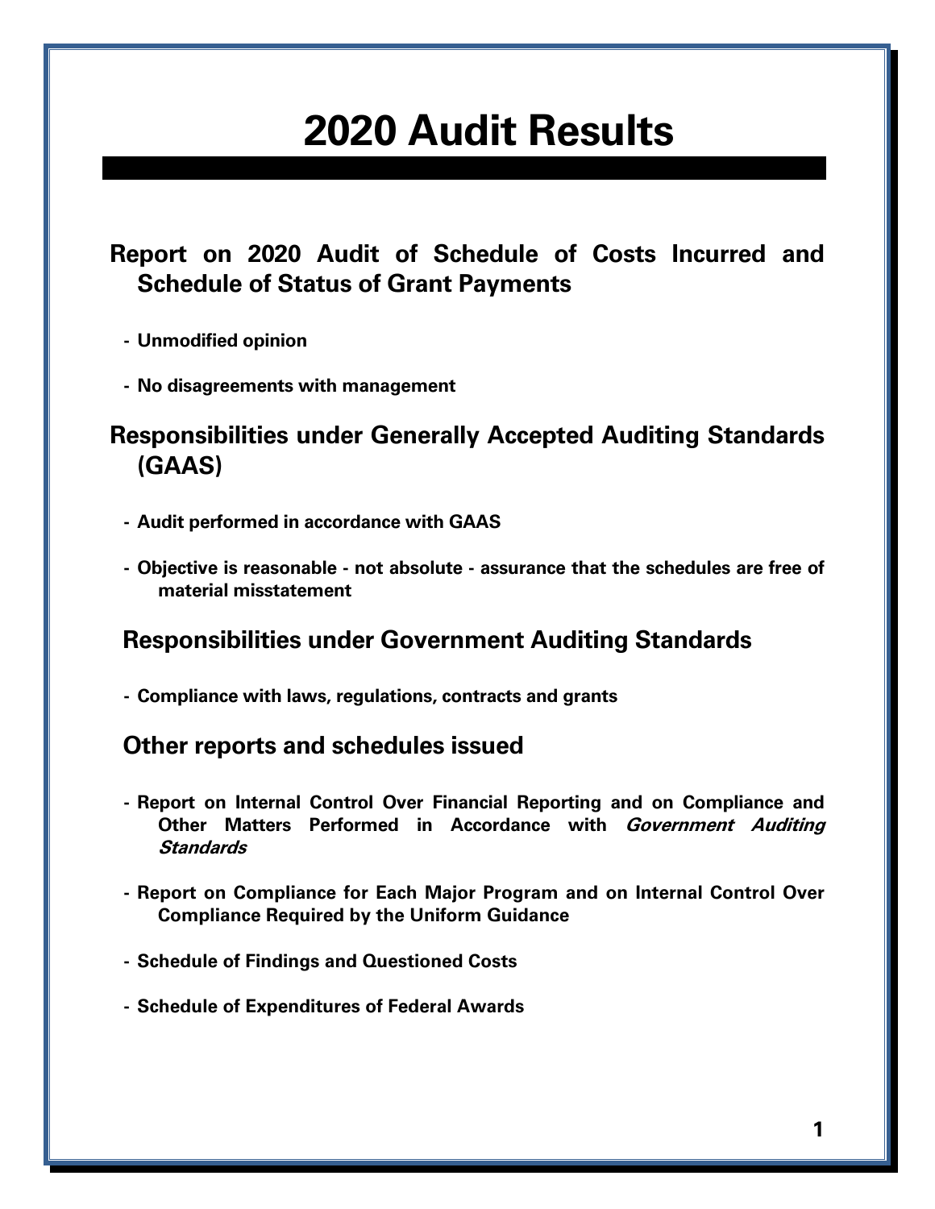# 2020 Audit Results

## Report on 2020 Audit of Schedule of Costs Incurred and Schedule of Status of Grant Payments

- **Unmodified opinion**
- **No disagreements with management**

## Responsibilities under Generally Accepted Auditing Standards (GAAS)

- **Audit performed in accordance with GAAS**
- **Objective is reasonable - not absolute - assurance that the schedules are free of material misstatement**

## Responsibilities under Government Auditing Standards

- **Compliance with laws, regulations, contracts and grants**

## Other reports and schedules issued

- **Report on Internal Control Over Financial Reporting and on Compliance and Other Matters Performed in Accordance with *Government Auditing Standards***
- **Report on Compliance for Each Major Program and on Internal Control Over Compliance Required by the Uniform Guidance**
- **Schedule of Findings and Questioned Costs**
- **Schedule of Expenditures of Federal Awards**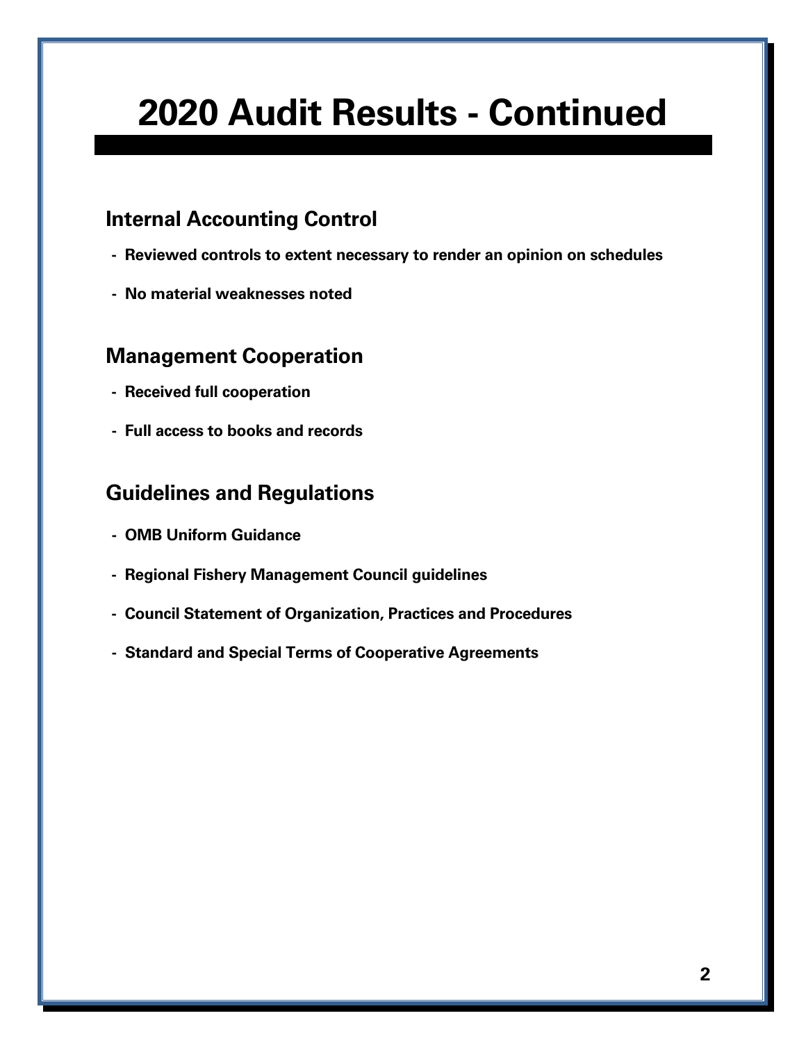# 2020 Audit Results - Continued

## Internal Accounting Control

- Reviewed controls to extent necessary to render an opinion on schedules
- No material weaknesses noted

## Management Cooperation

- Received full cooperation
- Full access to books and records

## Guidelines and Regulations

- OMB Uniform Guidance
- Regional Fishery Management Council guidelines
- Council Statement of Organization, Practices and Procedures
- Standard and Special Terms of Cooperative Agreements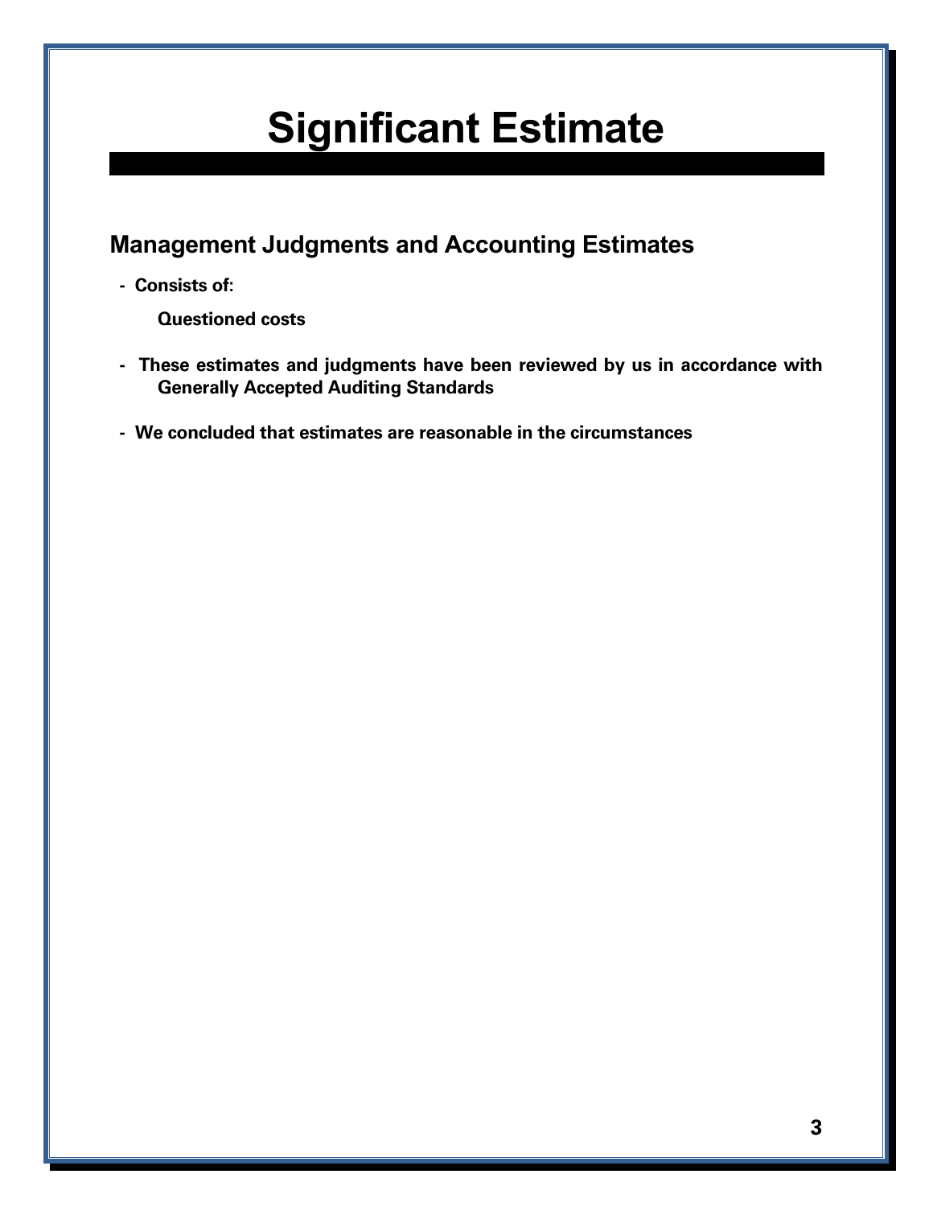# Significant Estimate

## Management Judgments and Accounting Estimates

- **Consists of:**

  **Questioned costs**

- **These estimates and judgments have been reviewed by us in accordance with Generally Accepted Auditing Standards**

- **We concluded that estimates are reasonable in the circumstances**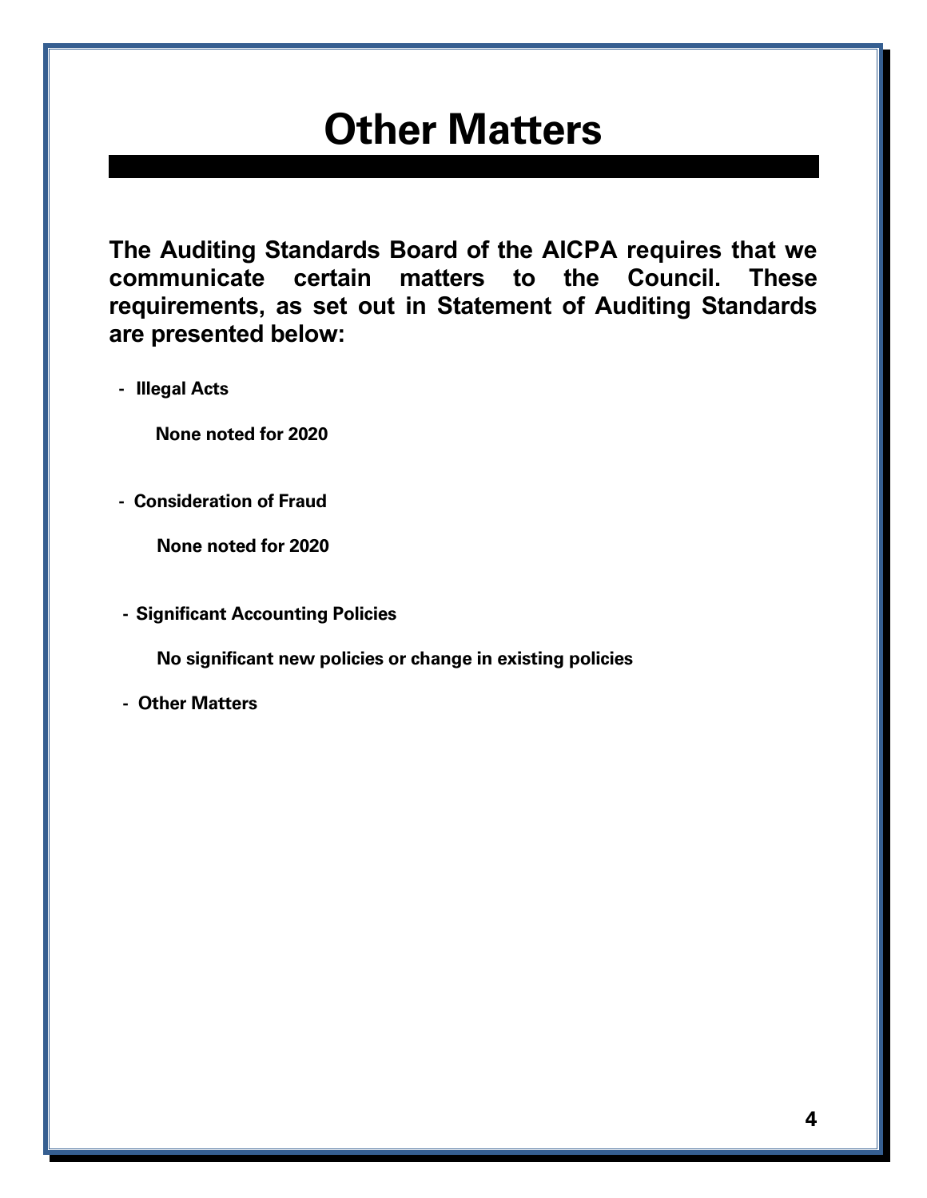# Other Matters

**The Auditing Standards Board of the AICPA requires that we communicate certain matters to the Council. These requirements, as set out in Statement of Auditing Standards are presented below:**

- **Illegal Acts**

  **None noted for 2020**

- **Consideration of Fraud**

  **None noted for 2020**

- **Significant Accounting Policies**

  **No significant new policies or change in existing policies**

- **Other Matters**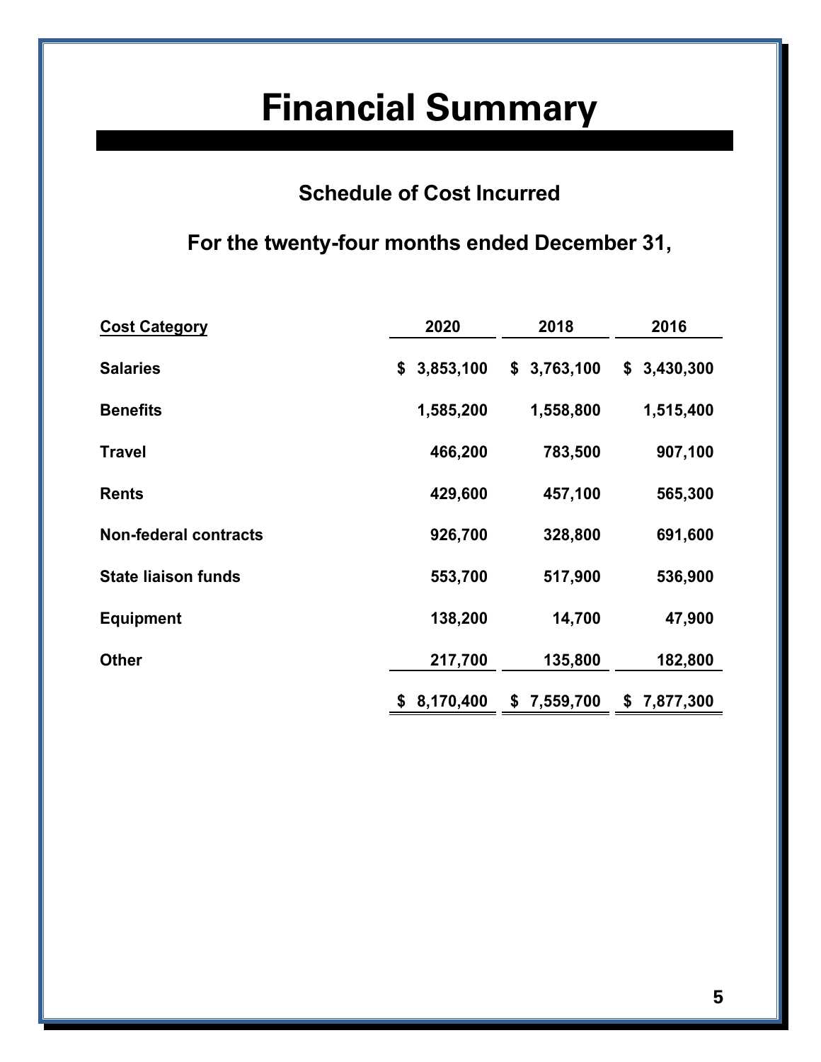# Financial Summary

## Schedule of Cost Incurred

## For the twenty-four months ended December 31,

| Cost Category | 2020 | 2018 | 2016 |
|---|---|---|---|
| Salaries | $ 3,853,100 | $ 3,763,100 | $ 3,430,300 |
| Benefits | 1,585,200 | 1,558,800 | 1,515,400 |
| Travel | 466,200 | 783,500 | 907,100 |
| Rents | 429,600 | 457,100 | 565,300 |
| Non-federal contracts | 926,700 | 328,800 | 691,600 |
| State liaison funds | 553,700 | 517,900 | 536,900 |
| Equipment | 138,200 | 14,700 | 47,900 |
| Other | 217,700 | 135,800 | 182,800 |
| | $ 8,170,400 | $ 7,559,700 | $ 7,877,300 |